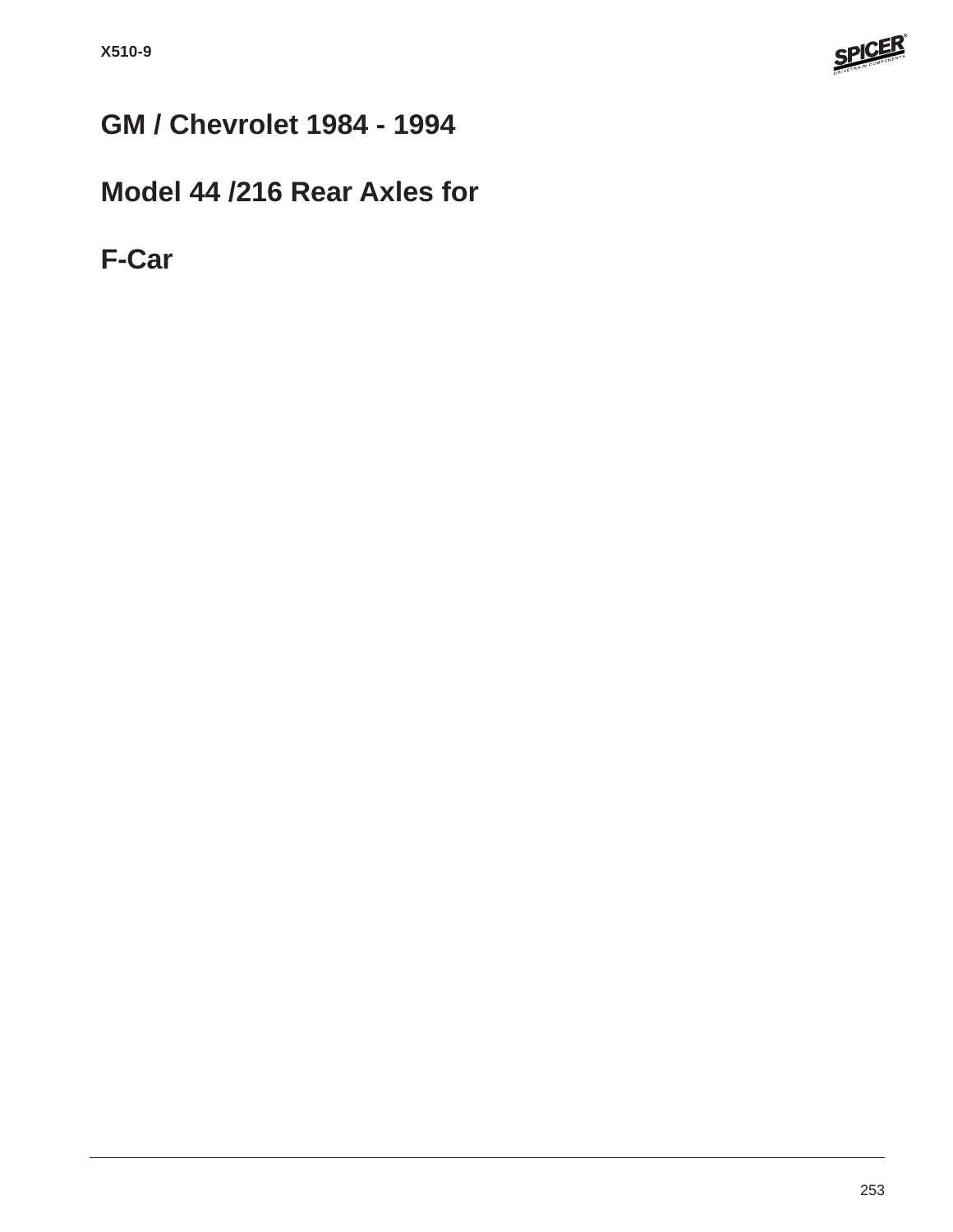# GM / Chevrolet 1984 - 1994

# Model 44 /216 Rear Axles for

# F-Car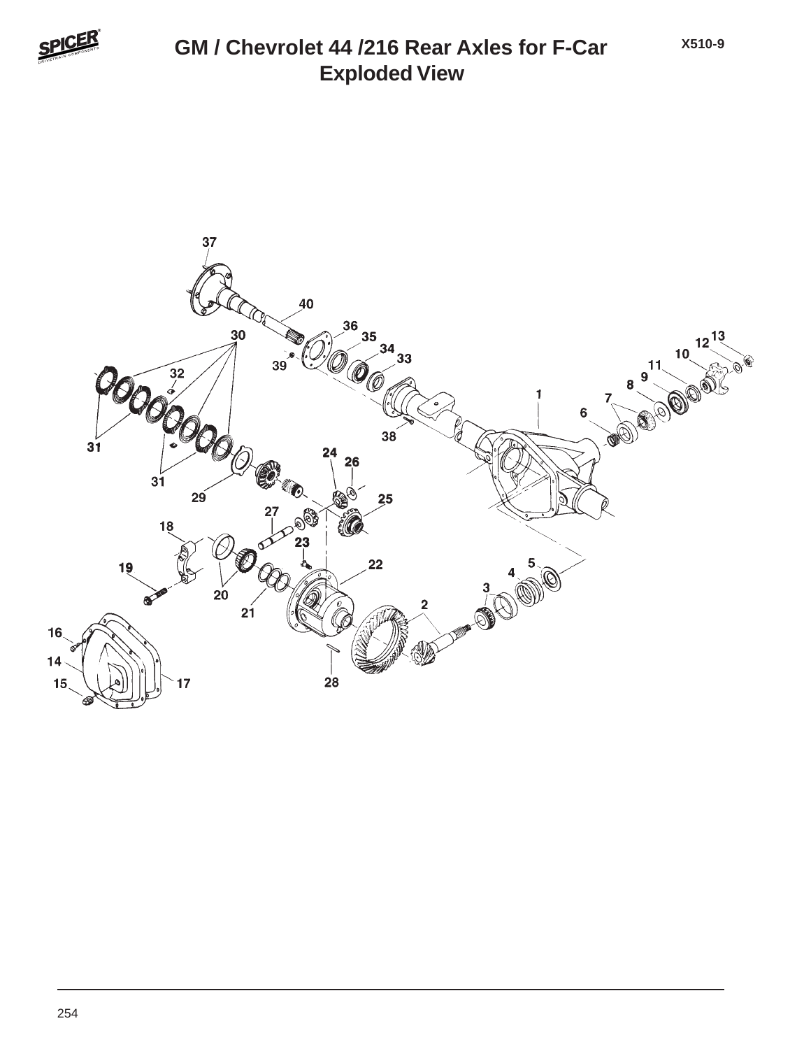# GM / Chevrolet 44 /216 Rear Axles for F-Car
## Exploded View

X510-9

37
40
36
35
34
33
30
39
32
1
13
12
10
11
9
8
7
6
38
31
24
26
31
29
25
27
18
23
19
22
5
4
3
20
21
2
16
14
15
17
28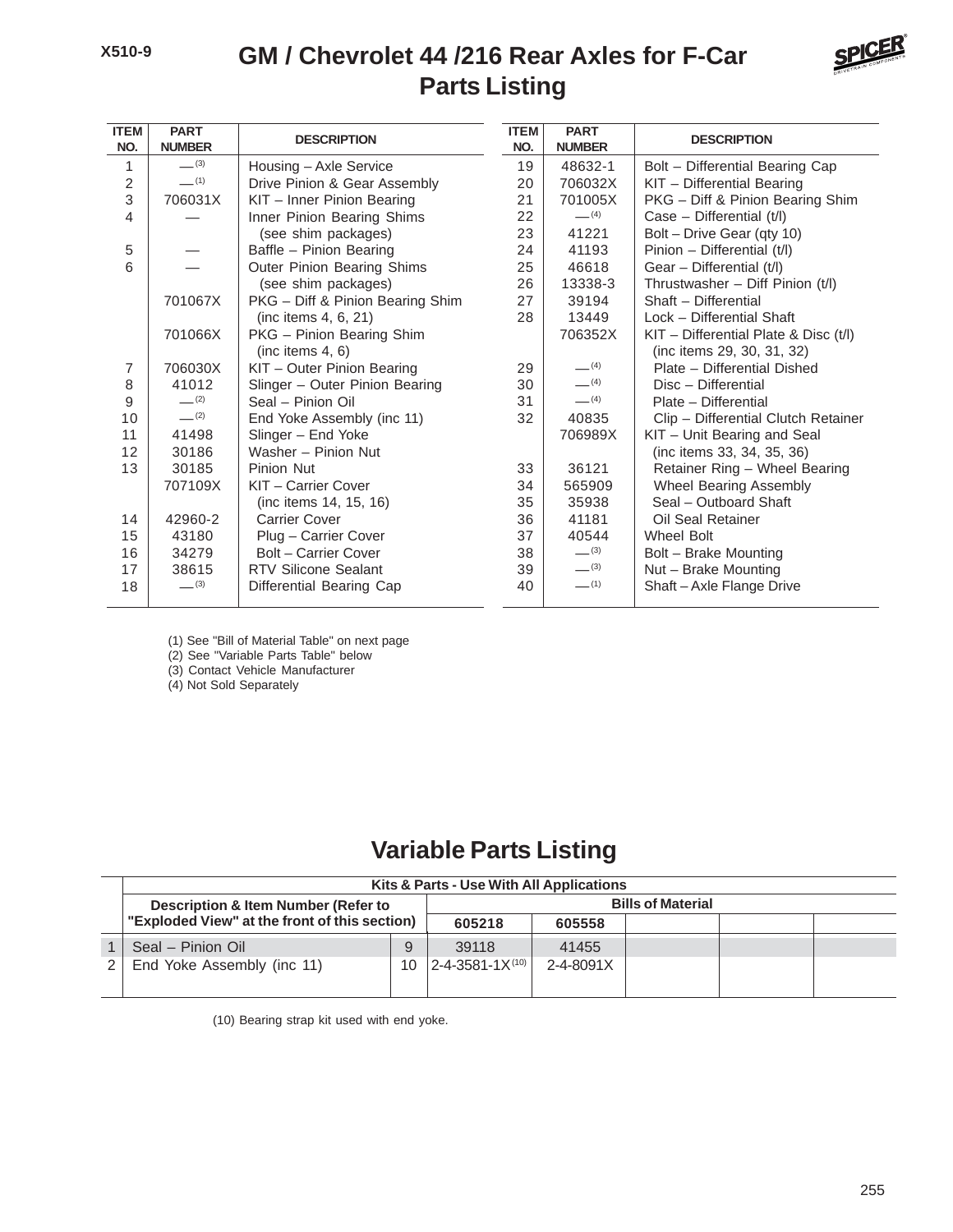# GM / Chevrolet 44 /216 Rear Axles for F-Car
## Parts Listing

| ITEM NO. | PART NUMBER | DESCRIPTION |
|---|---|---|
| 1 | — (3) | Housing – Axle Service |
| 2 | — (1) | Drive Pinion & Gear Assembly |
| 3 | 706031X | KIT – Inner Pinion Bearing |
| 4 | — | Inner Pinion Bearing Shims (see shim packages) |
| 5 | — | Baffle – Pinion Bearing |
| 6 | — | Outer Pinion Bearing Shims (see shim packages) |
| | 701067X | PKG – Diff & Pinion Bearing Shim (inc items 4, 6, 21) |
| | 701066X | PKG – Pinion Bearing Shim (inc items 4, 6) |
| 7 | 706030X | KIT – Outer Pinion Bearing |
| 8 | 41012 | Slinger – Outer Pinion Bearing |
| 9 | — (2) | Seal – Pinion Oil |
| 10 | — (2) | End Yoke Assembly (inc 11) |
| 11 | 41498 | Slinger – End Yoke |
| 12 | 30186 | Washer – Pinion Nut |
| 13 | 30185 | Pinion Nut |
| | 707109X | KIT – Carrier Cover (inc items 14, 15, 16) |
| 14 | 42960-2 | Carrier Cover |
| 15 | 43180 | Plug – Carrier Cover |
| 16 | 34279 | Bolt – Carrier Cover |
| 17 | 38615 | RTV Silicone Sealant |
| 18 | — (3) | Differential Bearing Cap |
| 19 | 48632-1 | Bolt – Differential Bearing Cap |
| 20 | 706032X | KIT – Differential Bearing |
| 21 | 701005X | PKG – Diff & Pinion Bearing Shim |
| 22 | — (4) | Case – Differential (t/l) |
| 23 | 41221 | Bolt – Drive Gear (qty 10) |
| 24 | 41193 | Pinion – Differential (t/l) |
| 25 | 46618 | Gear – Differential (t/l) |
| 26 | 13338-3 | Thrustwasher – Diff Pinion (t/l) |
| 27 | 39194 | Shaft – Differential |
| 28 | 13449 | Lock – Differential Shaft |
| | 706352X | KIT – Differential Plate & Disc (t/l) (inc items 29, 30, 31, 32) |
| 29 | — (4) | Plate – Differential Dished |
| 30 | — (4) | Disc – Differential |
| 31 | — (4) | Plate – Differential |
| 32 | 40835 | Clip – Differential Clutch Retainer |
| | 706989X | KIT – Unit Bearing and Seal (inc items 33, 34, 35, 36) |
| 33 | 36121 | Retainer Ring – Wheel Bearing |
| 34 | 565909 | Wheel Bearing Assembly |
| 35 | 35938 | Seal – Outboard Shaft |
| 36 | 41181 | Oil Seal Retainer |
| 37 | 40544 | Wheel Bolt |
| 38 | — (3) | Bolt – Brake Mounting |
| 39 | — (3) | Nut – Brake Mounting |
| 40 | — (1) | Shaft – Axle Flange Drive |

(1) See "Bill of Material Table" on next page
(2) See "Variable Parts Table" below
(3) Contact Vehicle Manufacturer
(4) Not Sold Separately

## Variable Parts Listing

| | Kits & Parts - Use With All Applications | | | | | | |
|---|---|---|---|---|---|---|---|
| | Description & Item Number (Refer to "Exploded View" at the front of this section) | | Bills of Material | | | | |
| | | | 605218 | 605558 | | | |
| 1 | Seal – Pinion Oil | 9 | 39118 | 41455 | | | |
| 2 | End Yoke Assembly (inc 11) | 10 | 2-4-3581-1X (10) | 2-4-8091X | | | |

(10) Bearing strap kit used with end yoke.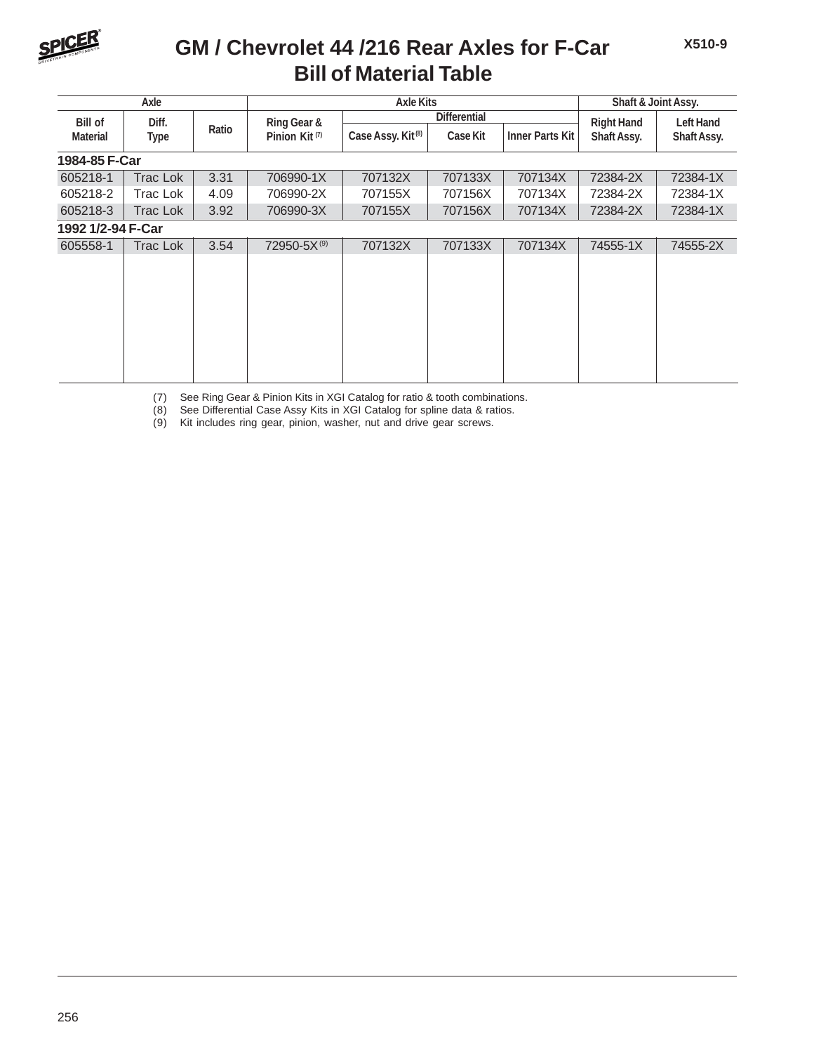# GM / Chevrolet 44 /216 Rear Axles for F-Car
## Bill of Material Table

| Axle | | | Axle Kits | | | | Shaft & Joint Assy. | |
|---|---|---|---|---|---|---|---|---|
| | | | | Differential | | | | |
| Bill of Material | Diff. Type | Ratio | Ring Gear & Pinion Kit (7) | Case Assy. Kit (8) | Case Kit | Inner Parts Kit | Right Hand Shaft Assy. | Left Hand Shaft Assy. |
| **1984-85 F-Car** | | | | | | | | |
| 605218-1 | Trac Lok | 3.31 | 706990-1X | 707132X | 707133X | 707134X | 72384-2X | 72384-1X |
| 605218-2 | Trac Lok | 4.09 | 706990-2X | 707155X | 707156X | 707134X | 72384-2X | 72384-1X |
| 605218-3 | Trac Lok | 3.92 | 706990-3X | 707155X | 707156X | 707134X | 72384-2X | 72384-1X |
| **1992 1/2-94 F-Car** | | | | | | | | |
| 605558-1 | Trac Lok | 3.54 | 72950-5X (9) | 707132X | 707133X | 707134X | 74555-1X | 74555-2X |

(7) See Ring Gear & Pinion Kits in XGI Catalog for ratio & tooth combinations.
(8) See Differential Case Assy Kits in XGI Catalog for spline data & ratios.
(9) Kit includes ring gear, pinion, washer, nut and drive gear screws.